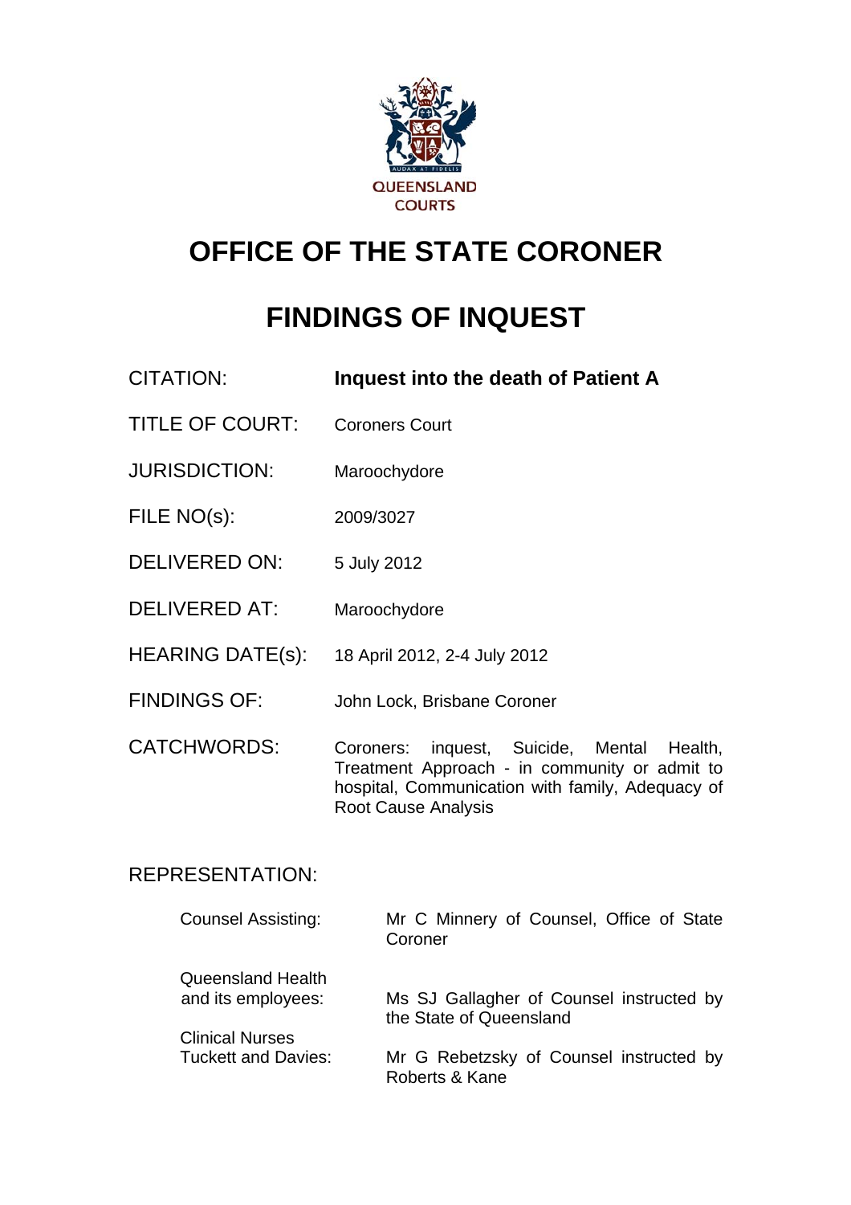QUEENSLAND COURTS

# OFFICE OF THE STATE CORONER

# FINDINGS OF INQUEST

| | |
|---|---|
| CITATION: | **Inquest into the death of Patient A** |
| TITLE OF COURT: | Coroners Court |
| JURISDICTION: | Maroochydore |
| FILE NO(s): | 2009/3027 |
| DELIVERED ON: | 5 July 2012 |
| DELIVERED AT: | Maroochydore |
| HEARING DATE(s): | 18 April 2012, 2-4 July 2012 |
| FINDINGS OF: | John Lock, Brisbane Coroner |
| CATCHWORDS: | Coroners: inquest, Suicide, Mental Health, Treatment Approach - in community or admit to hospital, Communication with family, Adequacy of Root Cause Analysis |

REPRESENTATION:

| | |
|---|---|
| Counsel Assisting: | Mr C Minnery of Counsel, Office of State Coroner |
| Queensland Health and its employees: | Ms SJ Gallagher of Counsel instructed by the State of Queensland |
| Clinical Nurses Tuckett and Davies: | Mr G Rebetzsky of Counsel instructed by Roberts & Kane |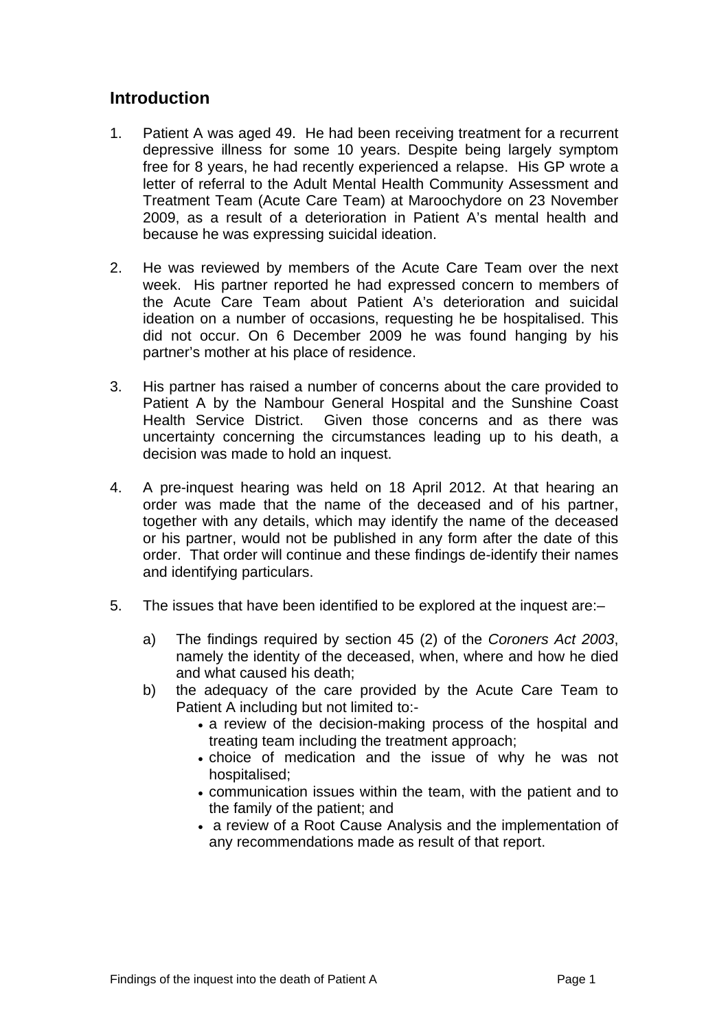## Introduction

1. Patient A was aged 49. He had been receiving treatment for a recurrent depressive illness for some 10 years. Despite being largely symptom free for 8 years, he had recently experienced a relapse. His GP wrote a letter of referral to the Adult Mental Health Community Assessment and Treatment Team (Acute Care Team) at Maroochydore on 23 November 2009, as a result of a deterioration in Patient A's mental health and because he was expressing suicidal ideation.

2. He was reviewed by members of the Acute Care Team over the next week. His partner reported he had expressed concern to members of the Acute Care Team about Patient A's deterioration and suicidal ideation on a number of occasions, requesting he be hospitalised. This did not occur. On 6 December 2009 he was found hanging by his partner's mother at his place of residence.

3. His partner has raised a number of concerns about the care provided to Patient A by the Nambour General Hospital and the Sunshine Coast Health Service District. Given those concerns and as there was uncertainty concerning the circumstances leading up to his death, a decision was made to hold an inquest.

4. A pre-inquest hearing was held on 18 April 2012. At that hearing an order was made that the name of the deceased and of his partner, together with any details, which may identify the name of the deceased or his partner, would not be published in any form after the date of this order. That order will continue and these findings de-identify their names and identifying particulars.

5. The issues that have been identified to be explored at the inquest are:–

   a) The findings required by section 45 (2) of the *Coroners Act 2003*, namely the identity of the deceased, when, where and how he died and what caused his death;
   b) the adequacy of the care provided by the Acute Care Team to Patient A including but not limited to:-
      - a review of the decision-making process of the hospital and treating team including the treatment approach;
      - choice of medication and the issue of why he was not hospitalised;
      - communication issues within the team, with the patient and to the family of the patient; and
      - a review of a Root Cause Analysis and the implementation of any recommendations made as result of that report.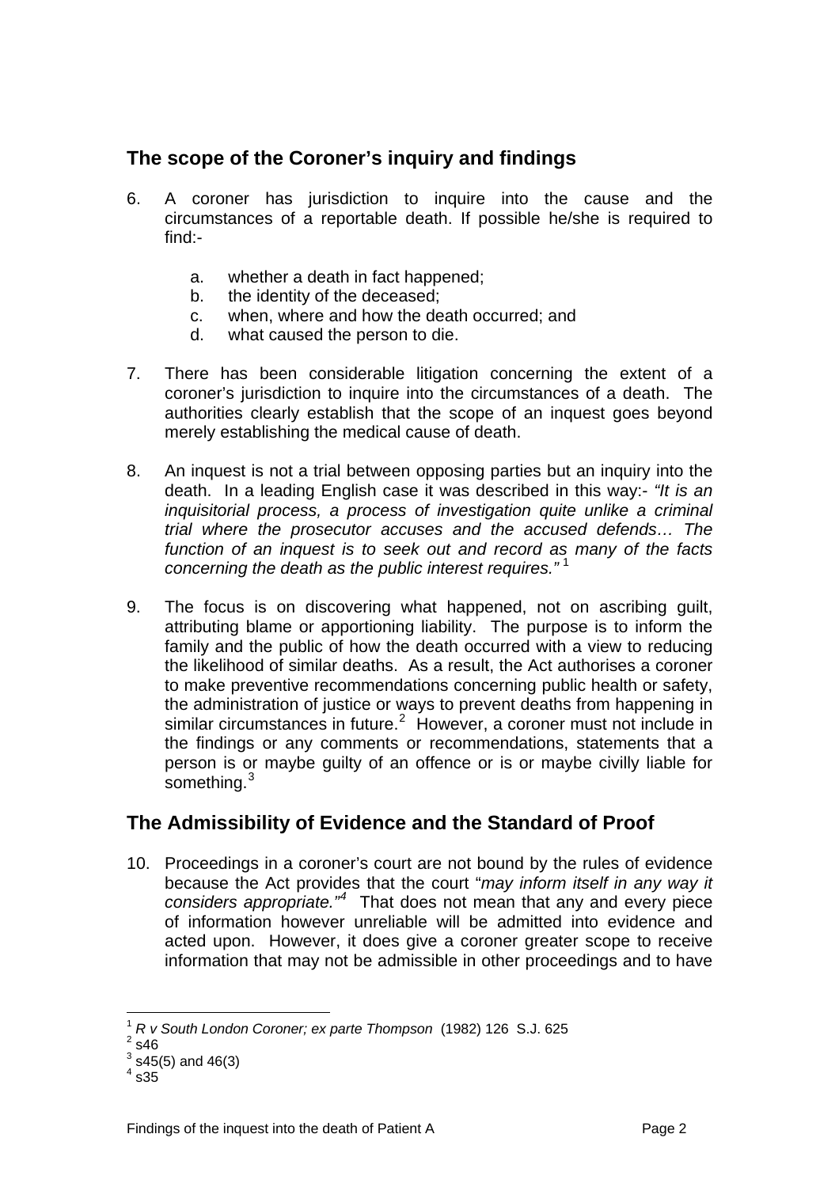## The scope of the Coroner's inquiry and findings

6. A coroner has jurisdiction to inquire into the cause and the circumstances of a reportable death. If possible he/she is required to find:-

   a. whether a death in fact happened;
   b. the identity of the deceased;
   c. when, where and how the death occurred; and
   d. what caused the person to die.

7. There has been considerable litigation concerning the extent of a coroner's jurisdiction to inquire into the circumstances of a death. The authorities clearly establish that the scope of an inquest goes beyond merely establishing the medical cause of death.

8. An inquest is not a trial between opposing parties but an inquiry into the death. In a leading English case it was described in this way:- *"It is an inquisitorial process, a process of investigation quite unlike a criminal trial where the prosecutor accuses and the accused defends… The function of an inquest is to seek out and record as many of the facts concerning the death as the public interest requires."* [1]

9. The focus is on discovering what happened, not on ascribing guilt, attributing blame or apportioning liability. The purpose is to inform the family and the public of how the death occurred with a view to reducing the likelihood of similar deaths. As a result, the Act authorises a coroner to make preventive recommendations concerning public health or safety, the administration of justice or ways to prevent deaths from happening in similar circumstances in future.[2] However, a coroner must not include in the findings or any comments or recommendations, statements that a person is or maybe guilty of an offence or is or maybe civilly liable for something.[3]

## The Admissibility of Evidence and the Standard of Proof

10. Proceedings in a coroner's court are not bound by the rules of evidence because the Act provides that the court "*may inform itself in any way it considers appropriate."*[4] That does not mean that any and every piece of information however unreliable will be admitted into evidence and acted upon. However, it does give a coroner greater scope to receive information that may not be admissible in other proceedings and to have

---

[1] *R v South London Coroner; ex parte Thompson* (1982) 126 S.J. 625
[2] s46
[3] s45(5) and 46(3)
[4] s35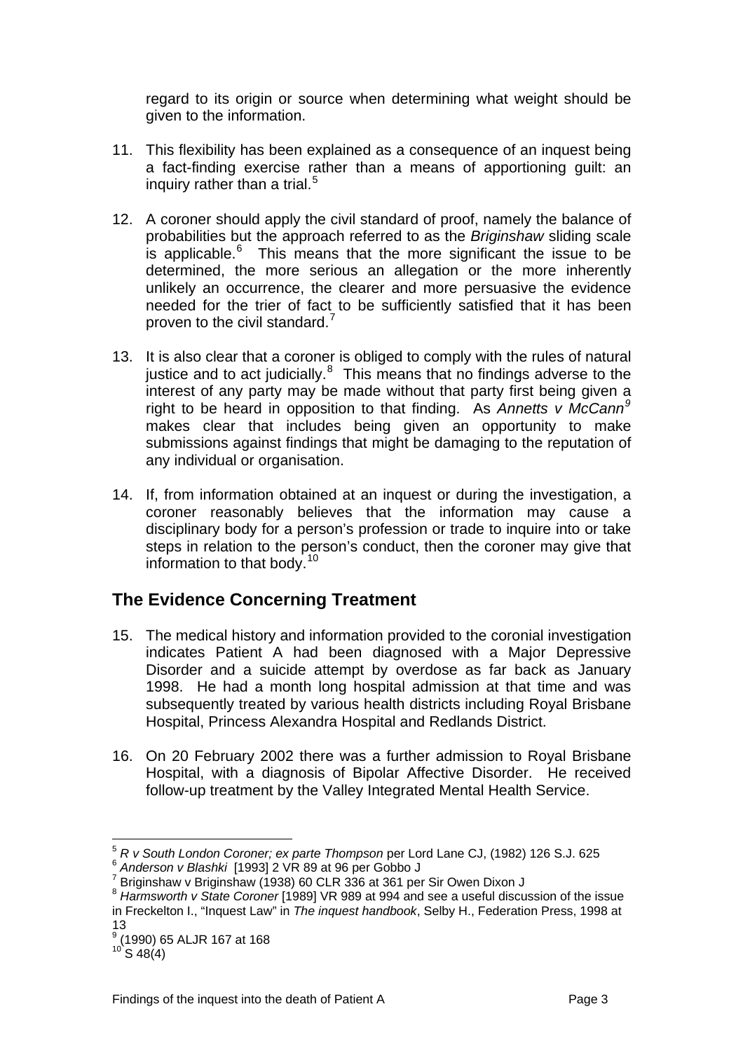regard to its origin or source when determining what weight should be given to the information.

11. This flexibility has been explained as a consequence of an inquest being a fact-finding exercise rather than a means of apportioning guilt: an inquiry rather than a trial.[5]

12. A coroner should apply the civil standard of proof, namely the balance of probabilities but the approach referred to as the *Briginshaw* sliding scale is applicable.[6] This means that the more significant the issue to be determined, the more serious an allegation or the more inherently unlikely an occurrence, the clearer and more persuasive the evidence needed for the trier of fact to be sufficiently satisfied that it has been proven to the civil standard.[7]

13. It is also clear that a coroner is obliged to comply with the rules of natural justice and to act judicially.[8] This means that no findings adverse to the interest of any party may be made without that party first being given a right to be heard in opposition to that finding. As *Annetts v McCann*[9] makes clear that includes being given an opportunity to make submissions against findings that might be damaging to the reputation of any individual or organisation.

14. If, from information obtained at an inquest or during the investigation, a coroner reasonably believes that the information may cause a disciplinary body for a person's profession or trade to inquire into or take steps in relation to the person's conduct, then the coroner may give that information to that body.[10]

## The Evidence Concerning Treatment

15. The medical history and information provided to the coronial investigation indicates Patient A had been diagnosed with a Major Depressive Disorder and a suicide attempt by overdose as far back as January 1998. He had a month long hospital admission at that time and was subsequently treated by various health districts including Royal Brisbane Hospital, Princess Alexandra Hospital and Redlands District.

16. On 20 February 2002 there was a further admission to Royal Brisbane Hospital, with a diagnosis of Bipolar Affective Disorder. He received follow-up treatment by the Valley Integrated Mental Health Service.

---

[5] *R v South London Coroner; ex parte Thompson* per Lord Lane CJ, (1982) 126 S.J. 625
[6] *Anderson v Blashki* [1993] 2 VR 89 at 96 per Gobbo J
[7] Briginshaw v Briginshaw (1938) 60 CLR 336 at 361 per Sir Owen Dixon J
[8] *Harmsworth v State Coroner* [1989] VR 989 at 994 and see a useful discussion of the issue in Freckelton I., "Inquest Law" in *The inquest handbook*, Selby H., Federation Press, 1998 at 13
[9] (1990) 65 ALJR 167 at 168
[10] S 48(4)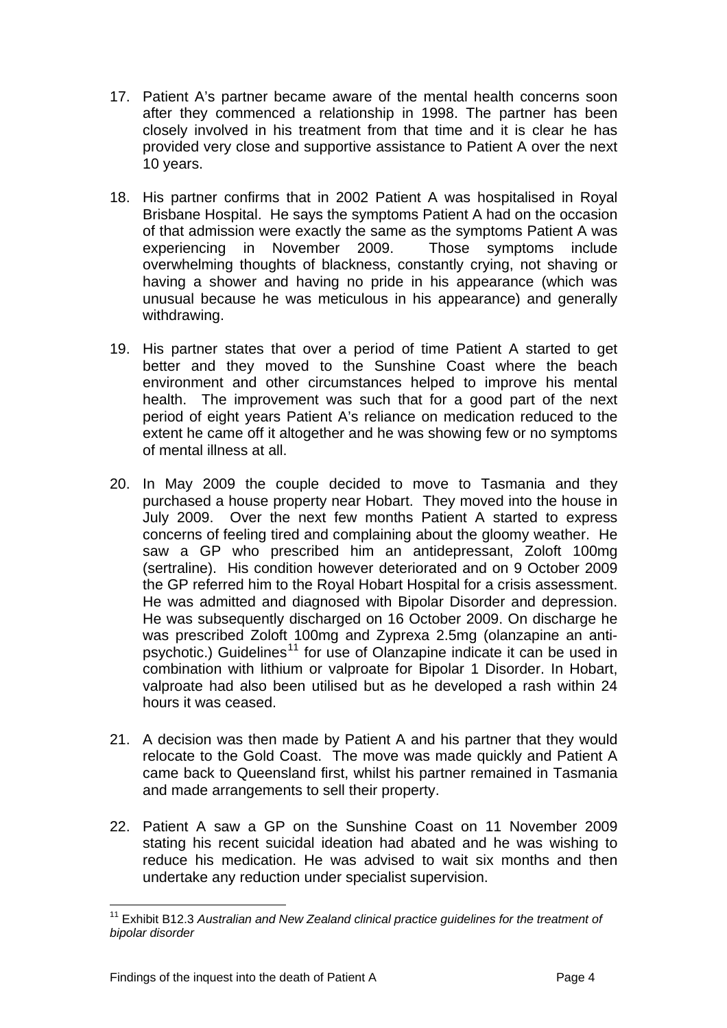17. Patient A's partner became aware of the mental health concerns soon after they commenced a relationship in 1998. The partner has been closely involved in his treatment from that time and it is clear he has provided very close and supportive assistance to Patient A over the next 10 years.

18. His partner confirms that in 2002 Patient A was hospitalised in Royal Brisbane Hospital. He says the symptoms Patient A had on the occasion of that admission were exactly the same as the symptoms Patient A was experiencing in November 2009. Those symptoms include overwhelming thoughts of blackness, constantly crying, not shaving or having a shower and having no pride in his appearance (which was unusual because he was meticulous in his appearance) and generally withdrawing.

19. His partner states that over a period of time Patient A started to get better and they moved to the Sunshine Coast where the beach environment and other circumstances helped to improve his mental health. The improvement was such that for a good part of the next period of eight years Patient A's reliance on medication reduced to the extent he came off it altogether and he was showing few or no symptoms of mental illness at all.

20. In May 2009 the couple decided to move to Tasmania and they purchased a house property near Hobart. They moved into the house in July 2009. Over the next few months Patient A started to express concerns of feeling tired and complaining about the gloomy weather. He saw a GP who prescribed him an antidepressant, Zoloft 100mg (sertraline). His condition however deteriorated and on 9 October 2009 the GP referred him to the Royal Hobart Hospital for a crisis assessment. He was admitted and diagnosed with Bipolar Disorder and depression. He was subsequently discharged on 16 October 2009. On discharge he was prescribed Zoloft 100mg and Zyprexa 2.5mg (olanzapine an anti-psychotic.) Guidelines[11] for use of Olanzapine indicate it can be used in combination with lithium or valproate for Bipolar 1 Disorder. In Hobart, valproate had also been utilised but as he developed a rash within 24 hours it was ceased.

21. A decision was then made by Patient A and his partner that they would relocate to the Gold Coast. The move was made quickly and Patient A came back to Queensland first, whilst his partner remained in Tasmania and made arrangements to sell their property.

22. Patient A saw a GP on the Sunshine Coast on 11 November 2009 stating his recent suicidal ideation had abated and he was wishing to reduce his medication. He was advised to wait six months and then undertake any reduction under specialist supervision.

---

[11] Exhibit B12.3 *Australian and New Zealand clinical practice guidelines for the treatment of bipolar disorder*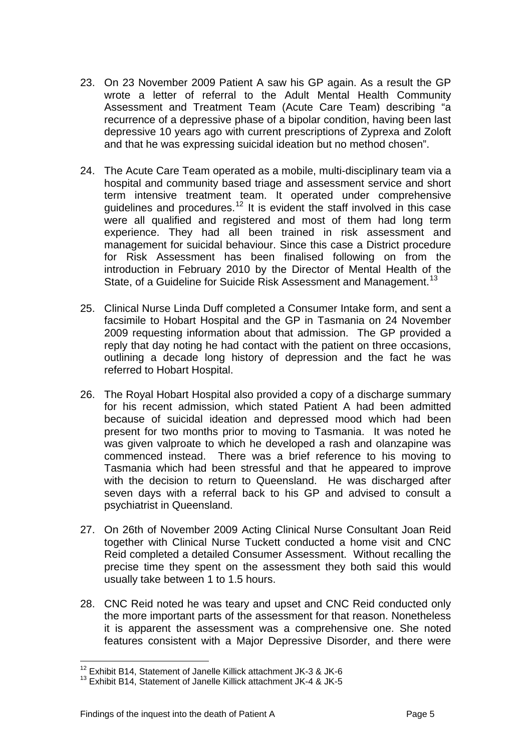23. On 23 November 2009 Patient A saw his GP again. As a result the GP wrote a letter of referral to the Adult Mental Health Community Assessment and Treatment Team (Acute Care Team) describing "a recurrence of a depressive phase of a bipolar condition, having been last depressive 10 years ago with current prescriptions of Zyprexa and Zoloft and that he was expressing suicidal ideation but no method chosen".

24. The Acute Care Team operated as a mobile, multi-disciplinary team via a hospital and community based triage and assessment service and short term intensive treatment team. It operated under comprehensive guidelines and procedures.[12] It is evident the staff involved in this case were all qualified and registered and most of them had long term experience. They had all been trained in risk assessment and management for suicidal behaviour. Since this case a District procedure for Risk Assessment has been finalised following on from the introduction in February 2010 by the Director of Mental Health of the State, of a Guideline for Suicide Risk Assessment and Management.[13]

25. Clinical Nurse Linda Duff completed a Consumer Intake form, and sent a facsimile to Hobart Hospital and the GP in Tasmania on 24 November 2009 requesting information about that admission. The GP provided a reply that day noting he had contact with the patient on three occasions, outlining a decade long history of depression and the fact he was referred to Hobart Hospital.

26. The Royal Hobart Hospital also provided a copy of a discharge summary for his recent admission, which stated Patient A had been admitted because of suicidal ideation and depressed mood which had been present for two months prior to moving to Tasmania. It was noted he was given valproate to which he developed a rash and olanzapine was commenced instead. There was a brief reference to his moving to Tasmania which had been stressful and that he appeared to improve with the decision to return to Queensland. He was discharged after seven days with a referral back to his GP and advised to consult a psychiatrist in Queensland.

27. On 26th of November 2009 Acting Clinical Nurse Consultant Joan Reid together with Clinical Nurse Tuckett conducted a home visit and CNC Reid completed a detailed Consumer Assessment. Without recalling the precise time they spent on the assessment they both said this would usually take between 1 to 1.5 hours.

28. CNC Reid noted he was teary and upset and CNC Reid conducted only the more important parts of the assessment for that reason. Nonetheless it is apparent the assessment was a comprehensive one. She noted features consistent with a Major Depressive Disorder, and there were

---

[12] Exhibit B14, Statement of Janelle Killick attachment JK-3 & JK-6

[13] Exhibit B14, Statement of Janelle Killick attachment JK-4 & JK-5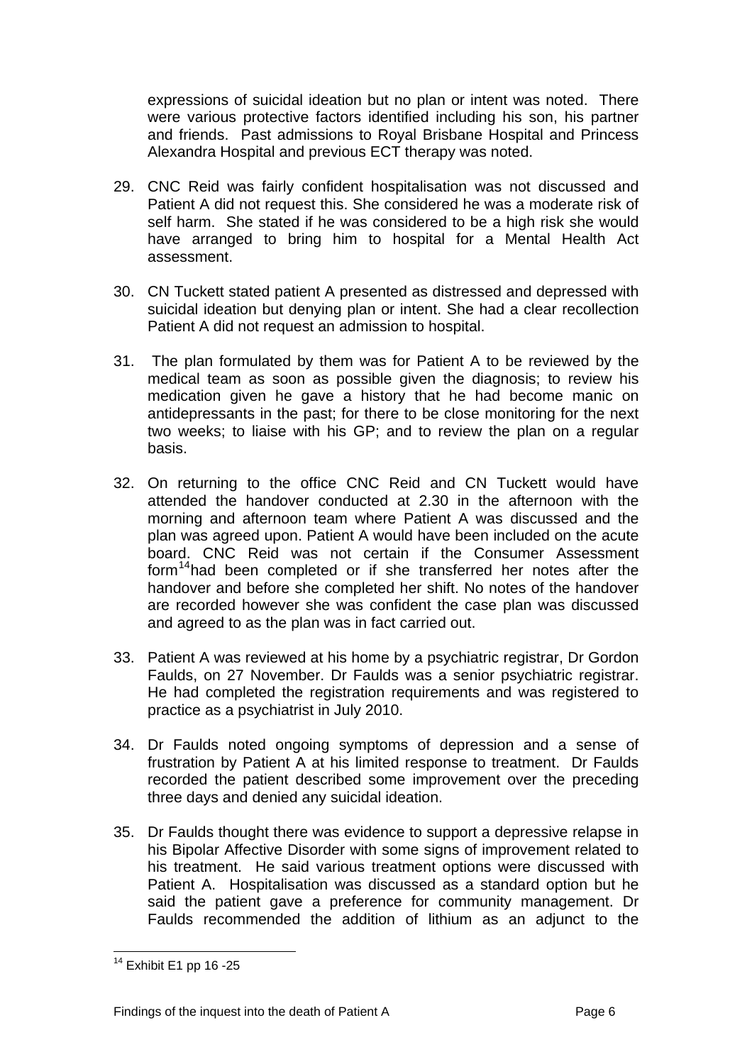expressions of suicidal ideation but no plan or intent was noted. There were various protective factors identified including his son, his partner and friends. Past admissions to Royal Brisbane Hospital and Princess Alexandra Hospital and previous ECT therapy was noted.

29. CNC Reid was fairly confident hospitalisation was not discussed and Patient A did not request this. She considered he was a moderate risk of self harm. She stated if he was considered to be a high risk she would have arranged to bring him to hospital for a Mental Health Act assessment.

30. CN Tuckett stated patient A presented as distressed and depressed with suicidal ideation but denying plan or intent. She had a clear recollection Patient A did not request an admission to hospital.

31. The plan formulated by them was for Patient A to be reviewed by the medical team as soon as possible given the diagnosis; to review his medication given he gave a history that he had become manic on antidepressants in the past; for there to be close monitoring for the next two weeks; to liaise with his GP; and to review the plan on a regular basis.

32. On returning to the office CNC Reid and CN Tuckett would have attended the handover conducted at 2.30 in the afternoon with the morning and afternoon team where Patient A was discussed and the plan was agreed upon. Patient A would have been included on the acute board. CNC Reid was not certain if the Consumer Assessment form[14]had been completed or if she transferred her notes after the handover and before she completed her shift. No notes of the handover are recorded however she was confident the case plan was discussed and agreed to as the plan was in fact carried out.

33. Patient A was reviewed at his home by a psychiatric registrar, Dr Gordon Faulds, on 27 November. Dr Faulds was a senior psychiatric registrar. He had completed the registration requirements and was registered to practice as a psychiatrist in July 2010.

34. Dr Faulds noted ongoing symptoms of depression and a sense of frustration by Patient A at his limited response to treatment. Dr Faulds recorded the patient described some improvement over the preceding three days and denied any suicidal ideation.

35. Dr Faulds thought there was evidence to support a depressive relapse in his Bipolar Affective Disorder with some signs of improvement related to his treatment. He said various treatment options were discussed with Patient A. Hospitalisation was discussed as a standard option but he said the patient gave a preference for community management. Dr Faulds recommended the addition of lithium as an adjunct to the

[14] Exhibit E1 pp 16 -25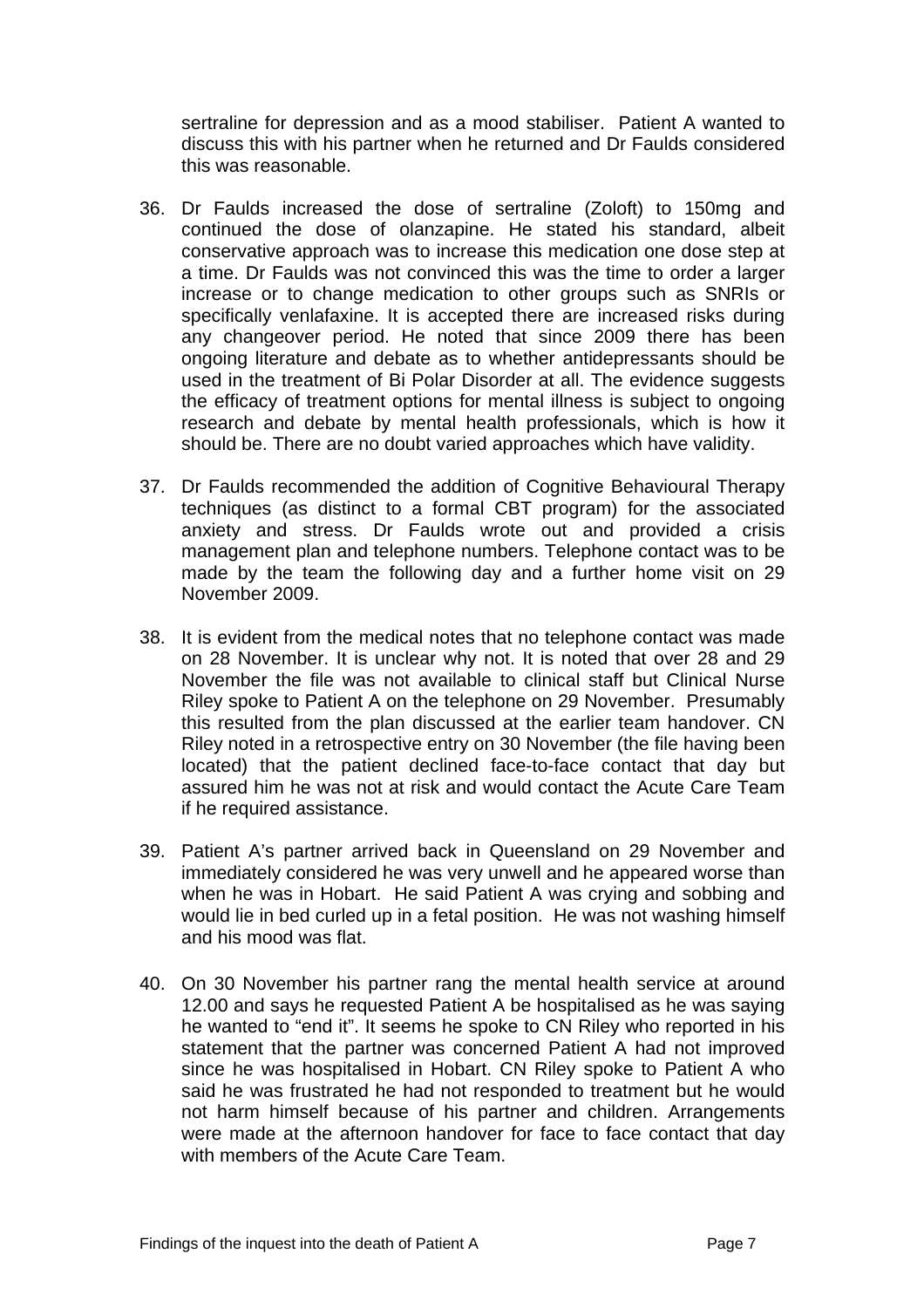sertraline for depression and as a mood stabiliser. Patient A wanted to discuss this with his partner when he returned and Dr Faulds considered this was reasonable.

36. Dr Faulds increased the dose of sertraline (Zoloft) to 150mg and continued the dose of olanzapine. He stated his standard, albeit conservative approach was to increase this medication one dose step at a time. Dr Faulds was not convinced this was the time to order a larger increase or to change medication to other groups such as SNRIs or specifically venlafaxine. It is accepted there are increased risks during any changeover period. He noted that since 2009 there has been ongoing literature and debate as to whether antidepressants should be used in the treatment of Bi Polar Disorder at all. The evidence suggests the efficacy of treatment options for mental illness is subject to ongoing research and debate by mental health professionals, which is how it should be. There are no doubt varied approaches which have validity.

37. Dr Faulds recommended the addition of Cognitive Behavioural Therapy techniques (as distinct to a formal CBT program) for the associated anxiety and stress. Dr Faulds wrote out and provided a crisis management plan and telephone numbers. Telephone contact was to be made by the team the following day and a further home visit on 29 November 2009.

38. It is evident from the medical notes that no telephone contact was made on 28 November. It is unclear why not. It is noted that over 28 and 29 November the file was not available to clinical staff but Clinical Nurse Riley spoke to Patient A on the telephone on 29 November. Presumably this resulted from the plan discussed at the earlier team handover. CN Riley noted in a retrospective entry on 30 November (the file having been located) that the patient declined face-to-face contact that day but assured him he was not at risk and would contact the Acute Care Team if he required assistance.

39. Patient A's partner arrived back in Queensland on 29 November and immediately considered he was very unwell and he appeared worse than when he was in Hobart. He said Patient A was crying and sobbing and would lie in bed curled up in a fetal position. He was not washing himself and his mood was flat.

40. On 30 November his partner rang the mental health service at around 12.00 and says he requested Patient A be hospitalised as he was saying he wanted to "end it". It seems he spoke to CN Riley who reported in his statement that the partner was concerned Patient A had not improved since he was hospitalised in Hobart. CN Riley spoke to Patient A who said he was frustrated he had not responded to treatment but he would not harm himself because of his partner and children. Arrangements were made at the afternoon handover for face to face contact that day with members of the Acute Care Team.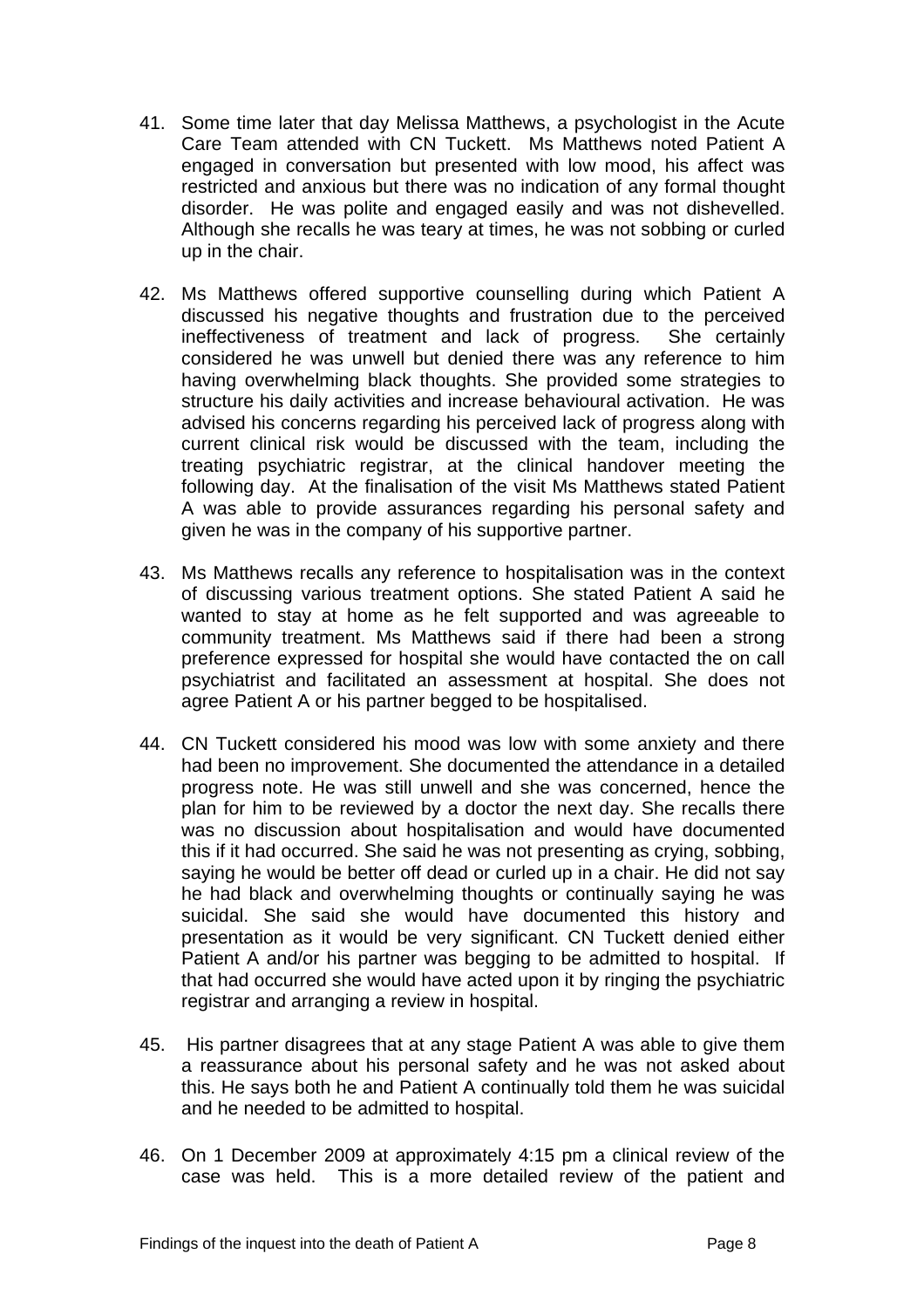41. Some time later that day Melissa Matthews, a psychologist in the Acute Care Team attended with CN Tuckett. Ms Matthews noted Patient A engaged in conversation but presented with low mood, his affect was restricted and anxious but there was no indication of any formal thought disorder. He was polite and engaged easily and was not dishevelled. Although she recalls he was teary at times, he was not sobbing or curled up in the chair.

42. Ms Matthews offered supportive counselling during which Patient A discussed his negative thoughts and frustration due to the perceived ineffectiveness of treatment and lack of progress. She certainly considered he was unwell but denied there was any reference to him having overwhelming black thoughts. She provided some strategies to structure his daily activities and increase behavioural activation. He was advised his concerns regarding his perceived lack of progress along with current clinical risk would be discussed with the team, including the treating psychiatric registrar, at the clinical handover meeting the following day. At the finalisation of the visit Ms Matthews stated Patient A was able to provide assurances regarding his personal safety and given he was in the company of his supportive partner.

43. Ms Matthews recalls any reference to hospitalisation was in the context of discussing various treatment options. She stated Patient A said he wanted to stay at home as he felt supported and was agreeable to community treatment. Ms Matthews said if there had been a strong preference expressed for hospital she would have contacted the on call psychiatrist and facilitated an assessment at hospital. She does not agree Patient A or his partner begged to be hospitalised.

44. CN Tuckett considered his mood was low with some anxiety and there had been no improvement. She documented the attendance in a detailed progress note. He was still unwell and she was concerned, hence the plan for him to be reviewed by a doctor the next day. She recalls there was no discussion about hospitalisation and would have documented this if it had occurred. She said he was not presenting as crying, sobbing, saying he would be better off dead or curled up in a chair. He did not say he had black and overwhelming thoughts or continually saying he was suicidal. She said she would have documented this history and presentation as it would be very significant. CN Tuckett denied either Patient A and/or his partner was begging to be admitted to hospital. If that had occurred she would have acted upon it by ringing the psychiatric registrar and arranging a review in hospital.

45. His partner disagrees that at any stage Patient A was able to give them a reassurance about his personal safety and he was not asked about this. He says both he and Patient A continually told them he was suicidal and he needed to be admitted to hospital.

46. On 1 December 2009 at approximately 4:15 pm a clinical review of the case was held. This is a more detailed review of the patient and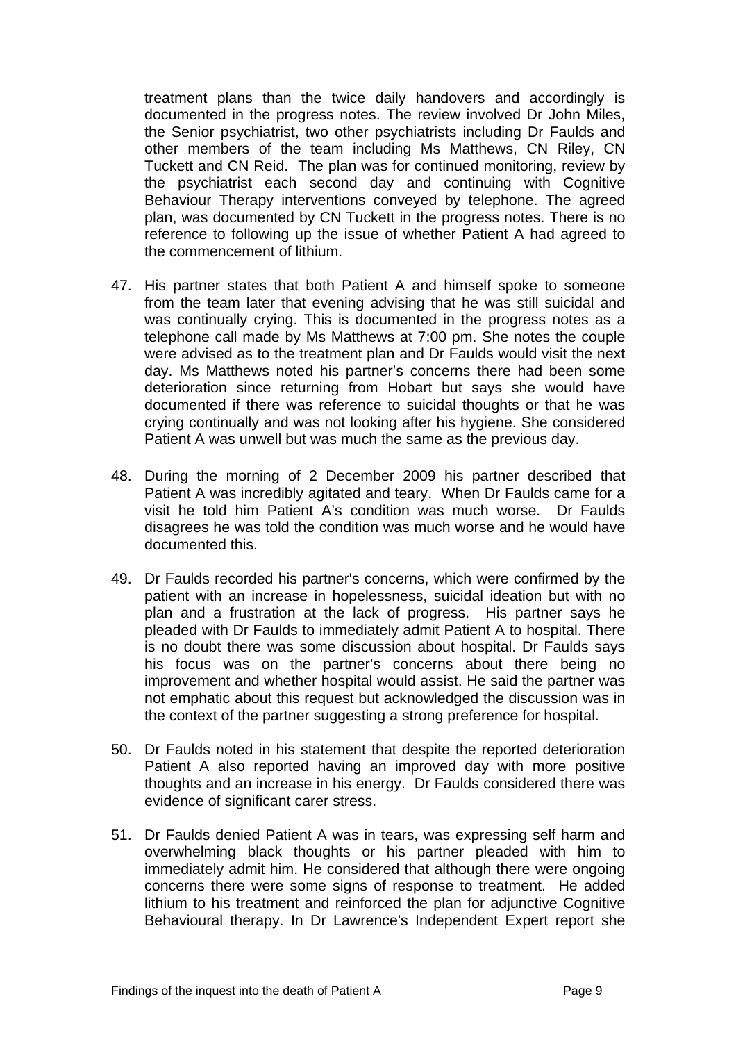treatment plans than the twice daily handovers and accordingly is documented in the progress notes. The review involved Dr John Miles, the Senior psychiatrist, two other psychiatrists including Dr Faulds and other members of the team including Ms Matthews, CN Riley, CN Tuckett and CN Reid. The plan was for continued monitoring, review by the psychiatrist each second day and continuing with Cognitive Behaviour Therapy interventions conveyed by telephone. The agreed plan, was documented by CN Tuckett in the progress notes. There is no reference to following up the issue of whether Patient A had agreed to the commencement of lithium.

47. His partner states that both Patient A and himself spoke to someone from the team later that evening advising that he was still suicidal and was continually crying. This is documented in the progress notes as a telephone call made by Ms Matthews at 7:00 pm. She notes the couple were advised as to the treatment plan and Dr Faulds would visit the next day. Ms Matthews noted his partner's concerns there had been some deterioration since returning from Hobart but says she would have documented if there was reference to suicidal thoughts or that he was crying continually and was not looking after his hygiene. She considered Patient A was unwell but was much the same as the previous day.

48. During the morning of 2 December 2009 his partner described that Patient A was incredibly agitated and teary. When Dr Faulds came for a visit he told him Patient A's condition was much worse. Dr Faulds disagrees he was told the condition was much worse and he would have documented this.

49. Dr Faulds recorded his partner's concerns, which were confirmed by the patient with an increase in hopelessness, suicidal ideation but with no plan and a frustration at the lack of progress. His partner says he pleaded with Dr Faulds to immediately admit Patient A to hospital. There is no doubt there was some discussion about hospital. Dr Faulds says his focus was on the partner's concerns about there being no improvement and whether hospital would assist. He said the partner was not emphatic about this request but acknowledged the discussion was in the context of the partner suggesting a strong preference for hospital.

50. Dr Faulds noted in his statement that despite the reported deterioration Patient A also reported having an improved day with more positive thoughts and an increase in his energy. Dr Faulds considered there was evidence of significant carer stress.

51. Dr Faulds denied Patient A was in tears, was expressing self harm and overwhelming black thoughts or his partner pleaded with him to immediately admit him. He considered that although there were ongoing concerns there were some signs of response to treatment. He added lithium to his treatment and reinforced the plan for adjunctive Cognitive Behavioural therapy. In Dr Lawrence's Independent Expert report she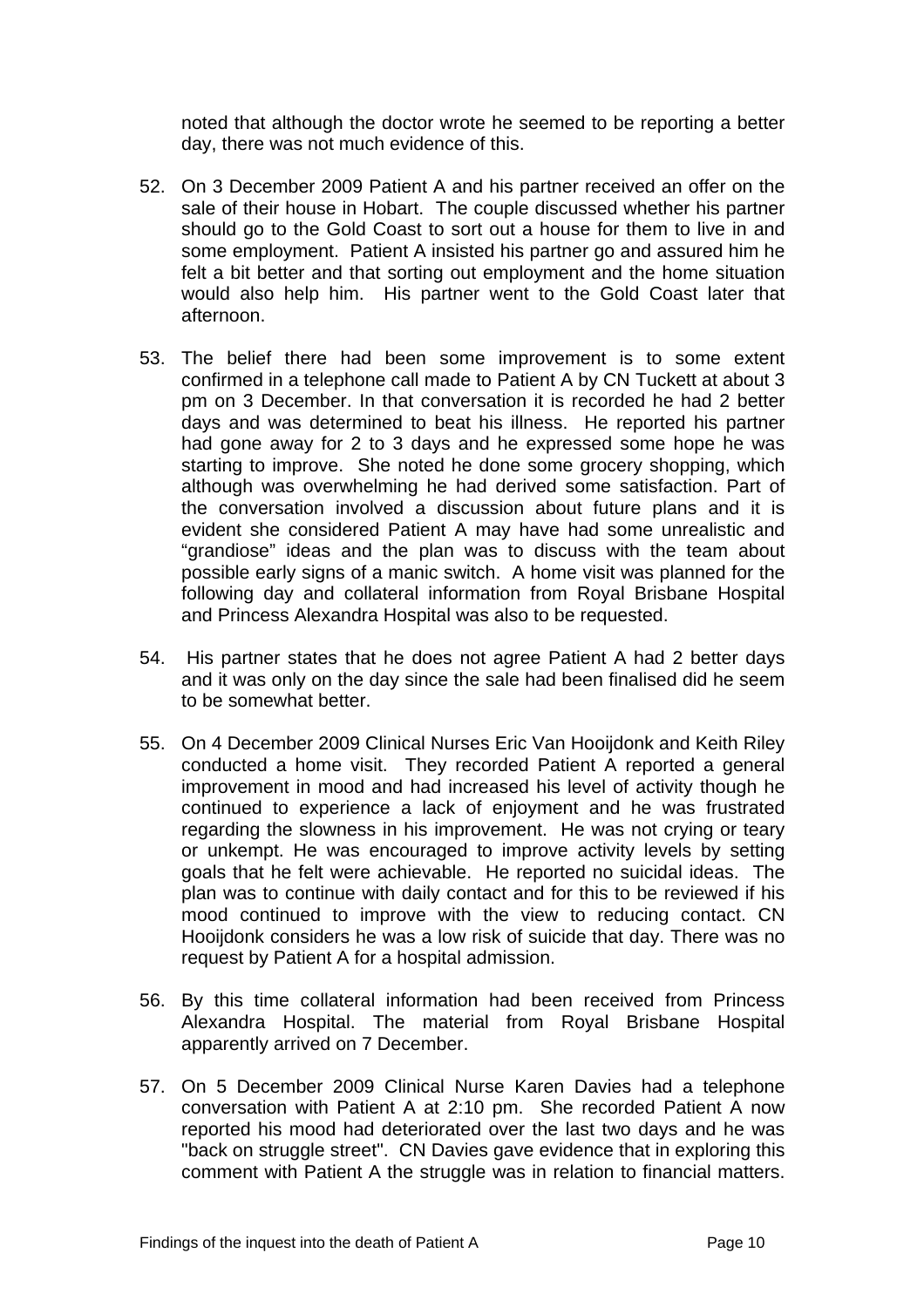noted that although the doctor wrote he seemed to be reporting a better day, there was not much evidence of this.

52. On 3 December 2009 Patient A and his partner received an offer on the sale of their house in Hobart. The couple discussed whether his partner should go to the Gold Coast to sort out a house for them to live in and some employment. Patient A insisted his partner go and assured him he felt a bit better and that sorting out employment and the home situation would also help him. His partner went to the Gold Coast later that afternoon.

53. The belief there had been some improvement is to some extent confirmed in a telephone call made to Patient A by CN Tuckett at about 3 pm on 3 December. In that conversation it is recorded he had 2 better days and was determined to beat his illness. He reported his partner had gone away for 2 to 3 days and he expressed some hope he was starting to improve. She noted he done some grocery shopping, which although was overwhelming he had derived some satisfaction. Part of the conversation involved a discussion about future plans and it is evident she considered Patient A may have had some unrealistic and "grandiose" ideas and the plan was to discuss with the team about possible early signs of a manic switch. A home visit was planned for the following day and collateral information from Royal Brisbane Hospital and Princess Alexandra Hospital was also to be requested.

54. His partner states that he does not agree Patient A had 2 better days and it was only on the day since the sale had been finalised did he seem to be somewhat better.

55. On 4 December 2009 Clinical Nurses Eric Van Hooijdonk and Keith Riley conducted a home visit. They recorded Patient A reported a general improvement in mood and had increased his level of activity though he continued to experience a lack of enjoyment and he was frustrated regarding the slowness in his improvement. He was not crying or teary or unkempt. He was encouraged to improve activity levels by setting goals that he felt were achievable. He reported no suicidal ideas. The plan was to continue with daily contact and for this to be reviewed if his mood continued to improve with the view to reducing contact. CN Hooijdonk considers he was a low risk of suicide that day. There was no request by Patient A for a hospital admission.

56. By this time collateral information had been received from Princess Alexandra Hospital. The material from Royal Brisbane Hospital apparently arrived on 7 December.

57. On 5 December 2009 Clinical Nurse Karen Davies had a telephone conversation with Patient A at 2:10 pm. She recorded Patient A now reported his mood had deteriorated over the last two days and he was "back on struggle street". CN Davies gave evidence that in exploring this comment with Patient A the struggle was in relation to financial matters.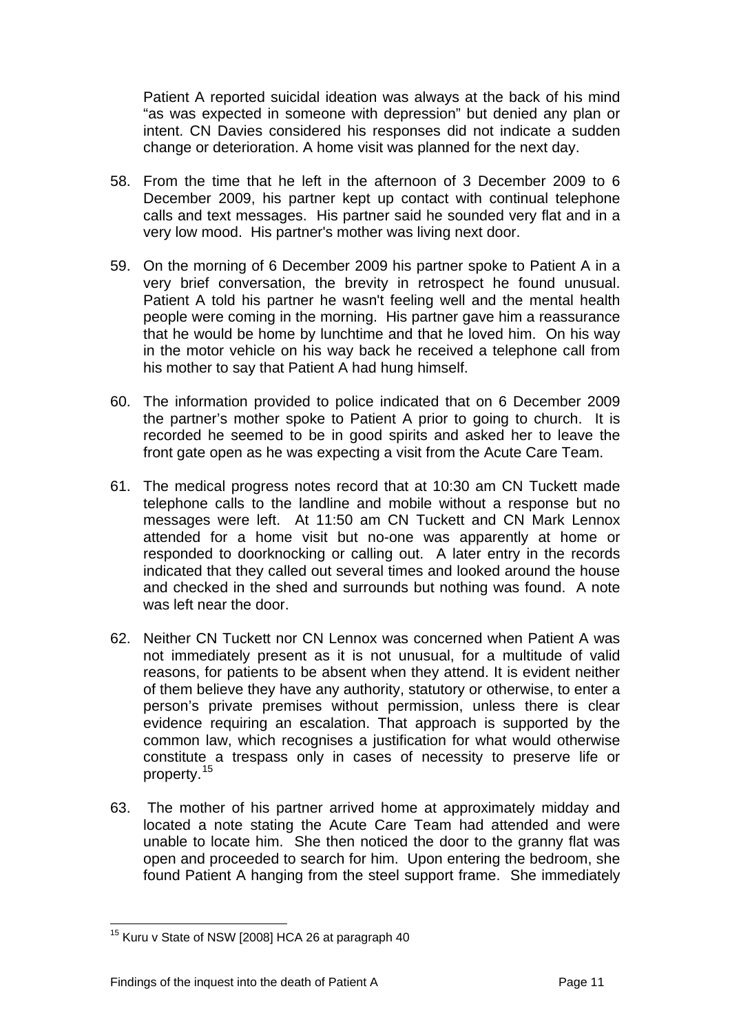Patient A reported suicidal ideation was always at the back of his mind "as was expected in someone with depression" but denied any plan or intent. CN Davies considered his responses did not indicate a sudden change or deterioration. A home visit was planned for the next day.

58. From the time that he left in the afternoon of 3 December 2009 to 6 December 2009, his partner kept up contact with continual telephone calls and text messages. His partner said he sounded very flat and in a very low mood. His partner's mother was living next door.

59. On the morning of 6 December 2009 his partner spoke to Patient A in a very brief conversation, the brevity in retrospect he found unusual. Patient A told his partner he wasn't feeling well and the mental health people were coming in the morning. His partner gave him a reassurance that he would be home by lunchtime and that he loved him. On his way in the motor vehicle on his way back he received a telephone call from his mother to say that Patient A had hung himself.

60. The information provided to police indicated that on 6 December 2009 the partner's mother spoke to Patient A prior to going to church. It is recorded he seemed to be in good spirits and asked her to leave the front gate open as he was expecting a visit from the Acute Care Team.

61. The medical progress notes record that at 10:30 am CN Tuckett made telephone calls to the landline and mobile without a response but no messages were left. At 11:50 am CN Tuckett and CN Mark Lennox attended for a home visit but no-one was apparently at home or responded to doorknocking or calling out. A later entry in the records indicated that they called out several times and looked around the house and checked in the shed and surrounds but nothing was found. A note was left near the door.

62. Neither CN Tuckett nor CN Lennox was concerned when Patient A was not immediately present as it is not unusual, for a multitude of valid reasons, for patients to be absent when they attend. It is evident neither of them believe they have any authority, statutory or otherwise, to enter a person's private premises without permission, unless there is clear evidence requiring an escalation. That approach is supported by the common law, which recognises a justification for what would otherwise constitute a trespass only in cases of necessity to preserve life or property.[15]

63. The mother of his partner arrived home at approximately midday and located a note stating the Acute Care Team had attended and were unable to locate him. She then noticed the door to the granny flat was open and proceeded to search for him. Upon entering the bedroom, she found Patient A hanging from the steel support frame. She immediately

---

[15] Kuru v State of NSW [2008] HCA 26 at paragraph 40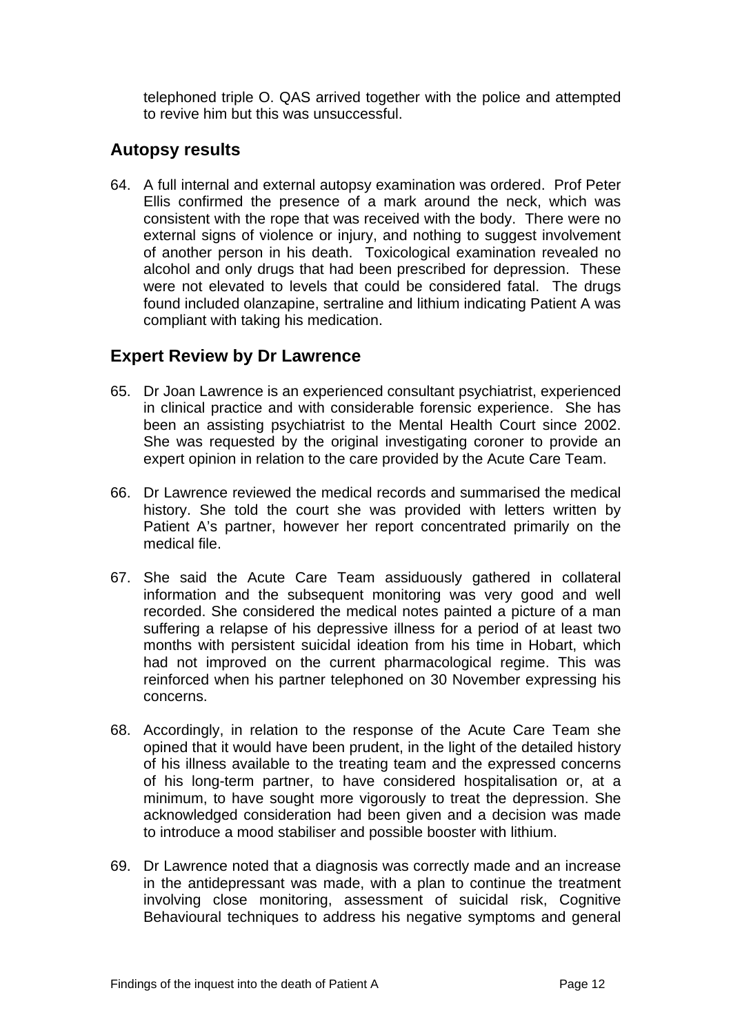telephoned triple O. QAS arrived together with the police and attempted to revive him but this was unsuccessful.

## Autopsy results

64. A full internal and external autopsy examination was ordered. Prof Peter Ellis confirmed the presence of a mark around the neck, which was consistent with the rope that was received with the body. There were no external signs of violence or injury, and nothing to suggest involvement of another person in his death. Toxicological examination revealed no alcohol and only drugs that had been prescribed for depression. These were not elevated to levels that could be considered fatal. The drugs found included olanzapine, sertraline and lithium indicating Patient A was compliant with taking his medication.

## Expert Review by Dr Lawrence

65. Dr Joan Lawrence is an experienced consultant psychiatrist, experienced in clinical practice and with considerable forensic experience. She has been an assisting psychiatrist to the Mental Health Court since 2002. She was requested by the original investigating coroner to provide an expert opinion in relation to the care provided by the Acute Care Team.

66. Dr Lawrence reviewed the medical records and summarised the medical history. She told the court she was provided with letters written by Patient A's partner, however her report concentrated primarily on the medical file.

67. She said the Acute Care Team assiduously gathered in collateral information and the subsequent monitoring was very good and well recorded. She considered the medical notes painted a picture of a man suffering a relapse of his depressive illness for a period of at least two months with persistent suicidal ideation from his time in Hobart, which had not improved on the current pharmacological regime. This was reinforced when his partner telephoned on 30 November expressing his concerns.

68. Accordingly, in relation to the response of the Acute Care Team she opined that it would have been prudent, in the light of the detailed history of his illness available to the treating team and the expressed concerns of his long-term partner, to have considered hospitalisation or, at a minimum, to have sought more vigorously to treat the depression. She acknowledged consideration had been given and a decision was made to introduce a mood stabiliser and possible booster with lithium.

69. Dr Lawrence noted that a diagnosis was correctly made and an increase in the antidepressant was made, with a plan to continue the treatment involving close monitoring, assessment of suicidal risk, Cognitive Behavioural techniques to address his negative symptoms and general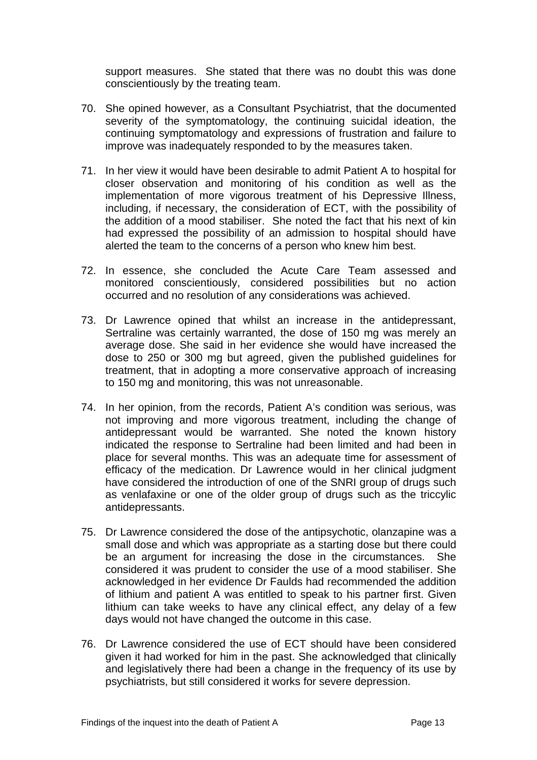support measures. She stated that there was no doubt this was done conscientiously by the treating team.

70. She opined however, as a Consultant Psychiatrist, that the documented severity of the symptomatology, the continuing suicidal ideation, the continuing symptomatology and expressions of frustration and failure to improve was inadequately responded to by the measures taken.

71. In her view it would have been desirable to admit Patient A to hospital for closer observation and monitoring of his condition as well as the implementation of more vigorous treatment of his Depressive Illness, including, if necessary, the consideration of ECT, with the possibility of the addition of a mood stabiliser. She noted the fact that his next of kin had expressed the possibility of an admission to hospital should have alerted the team to the concerns of a person who knew him best.

72. In essence, she concluded the Acute Care Team assessed and monitored conscientiously, considered possibilities but no action occurred and no resolution of any considerations was achieved.

73. Dr Lawrence opined that whilst an increase in the antidepressant, Sertraline was certainly warranted, the dose of 150 mg was merely an average dose. She said in her evidence she would have increased the dose to 250 or 300 mg but agreed, given the published guidelines for treatment, that in adopting a more conservative approach of increasing to 150 mg and monitoring, this was not unreasonable.

74. In her opinion, from the records, Patient A's condition was serious, was not improving and more vigorous treatment, including the change of antidepressant would be warranted. She noted the known history indicated the response to Sertraline had been limited and had been in place for several months. This was an adequate time for assessment of efficacy of the medication. Dr Lawrence would in her clinical judgment have considered the introduction of one of the SNRI group of drugs such as venlafaxine or one of the older group of drugs such as the triccylic antidepressants.

75. Dr Lawrence considered the dose of the antipsychotic, olanzapine was a small dose and which was appropriate as a starting dose but there could be an argument for increasing the dose in the circumstances. She considered it was prudent to consider the use of a mood stabiliser. She acknowledged in her evidence Dr Faulds had recommended the addition of lithium and patient A was entitled to speak to his partner first. Given lithium can take weeks to have any clinical effect, any delay of a few days would not have changed the outcome in this case.

76. Dr Lawrence considered the use of ECT should have been considered given it had worked for him in the past. She acknowledged that clinically and legislatively there had been a change in the frequency of its use by psychiatrists, but still considered it works for severe depression.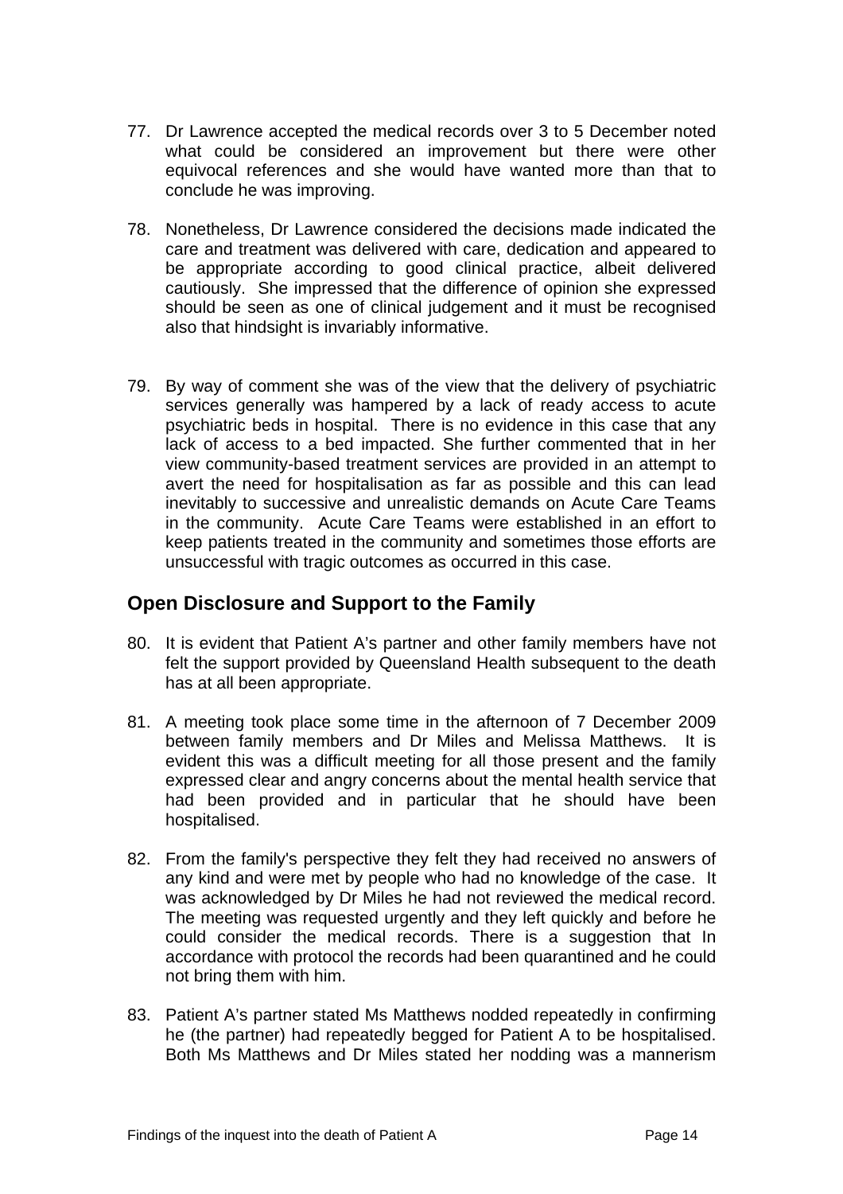77. Dr Lawrence accepted the medical records over 3 to 5 December noted what could be considered an improvement but there were other equivocal references and she would have wanted more than that to conclude he was improving.

78. Nonetheless, Dr Lawrence considered the decisions made indicated the care and treatment was delivered with care, dedication and appeared to be appropriate according to good clinical practice, albeit delivered cautiously. She impressed that the difference of opinion she expressed should be seen as one of clinical judgement and it must be recognised also that hindsight is invariably informative.

79. By way of comment she was of the view that the delivery of psychiatric services generally was hampered by a lack of ready access to acute psychiatric beds in hospital. There is no evidence in this case that any lack of access to a bed impacted. She further commented that in her view community-based treatment services are provided in an attempt to avert the need for hospitalisation as far as possible and this can lead inevitably to successive and unrealistic demands on Acute Care Teams in the community. Acute Care Teams were established in an effort to keep patients treated in the community and sometimes those efforts are unsuccessful with tragic outcomes as occurred in this case.

## Open Disclosure and Support to the Family

80. It is evident that Patient A's partner and other family members have not felt the support provided by Queensland Health subsequent to the death has at all been appropriate.

81. A meeting took place some time in the afternoon of 7 December 2009 between family members and Dr Miles and Melissa Matthews. It is evident this was a difficult meeting for all those present and the family expressed clear and angry concerns about the mental health service that had been provided and in particular that he should have been hospitalised.

82. From the family's perspective they felt they had received no answers of any kind and were met by people who had no knowledge of the case. It was acknowledged by Dr Miles he had not reviewed the medical record. The meeting was requested urgently and they left quickly and before he could consider the medical records. There is a suggestion that In accordance with protocol the records had been quarantined and he could not bring them with him.

83. Patient A's partner stated Ms Matthews nodded repeatedly in confirming he (the partner) had repeatedly begged for Patient A to be hospitalised. Both Ms Matthews and Dr Miles stated her nodding was a mannerism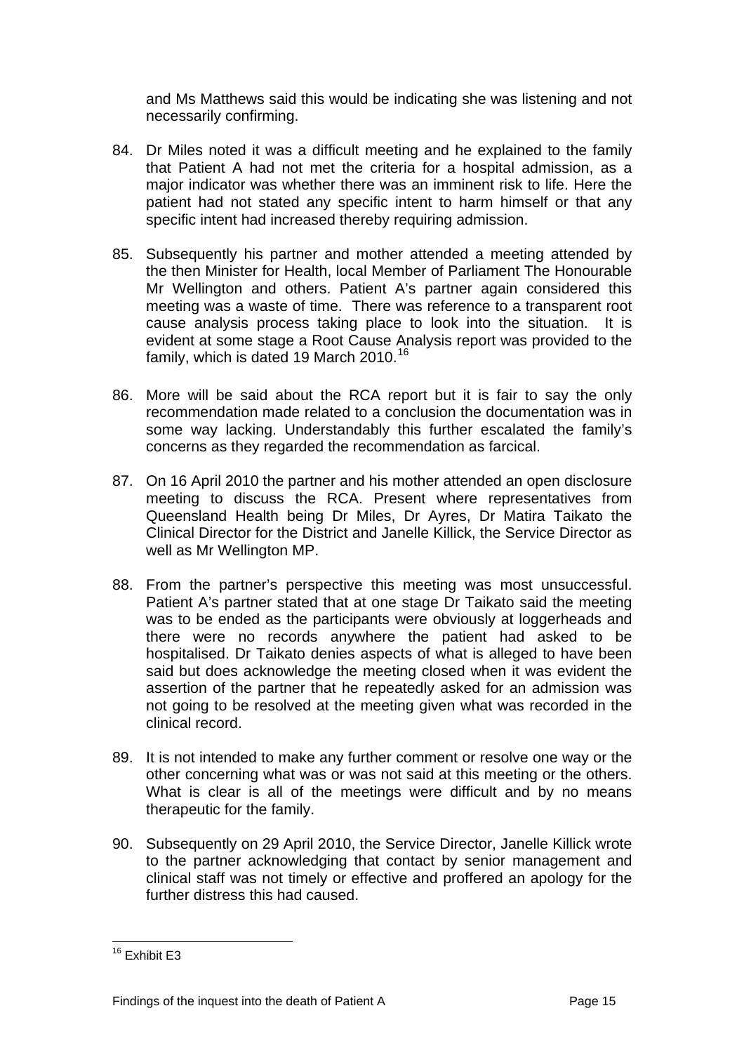and Ms Matthews said this would be indicating she was listening and not necessarily confirming.

84. Dr Miles noted it was a difficult meeting and he explained to the family that Patient A had not met the criteria for a hospital admission, as a major indicator was whether there was an imminent risk to life. Here the patient had not stated any specific intent to harm himself or that any specific intent had increased thereby requiring admission.

85. Subsequently his partner and mother attended a meeting attended by the then Minister for Health, local Member of Parliament The Honourable Mr Wellington and others. Patient A's partner again considered this meeting was a waste of time. There was reference to a transparent root cause analysis process taking place to look into the situation. It is evident at some stage a Root Cause Analysis report was provided to the family, which is dated 19 March 2010.[16]

86. More will be said about the RCA report but it is fair to say the only recommendation made related to a conclusion the documentation was in some way lacking. Understandably this further escalated the family's concerns as they regarded the recommendation as farcical.

87. On 16 April 2010 the partner and his mother attended an open disclosure meeting to discuss the RCA. Present where representatives from Queensland Health being Dr Miles, Dr Ayres, Dr Matira Taikato the Clinical Director for the District and Janelle Killick, the Service Director as well as Mr Wellington MP.

88. From the partner's perspective this meeting was most unsuccessful. Patient A's partner stated that at one stage Dr Taikato said the meeting was to be ended as the participants were obviously at loggerheads and there were no records anywhere the patient had asked to be hospitalised. Dr Taikato denies aspects of what is alleged to have been said but does acknowledge the meeting closed when it was evident the assertion of the partner that he repeatedly asked for an admission was not going to be resolved at the meeting given what was recorded in the clinical record.

89. It is not intended to make any further comment or resolve one way or the other concerning what was or was not said at this meeting or the others. What is clear is all of the meetings were difficult and by no means therapeutic for the family.

90. Subsequently on 29 April 2010, the Service Director, Janelle Killick wrote to the partner acknowledging that contact by senior management and clinical staff was not timely or effective and proffered an apology for the further distress this had caused.

---

[16] Exhibit E3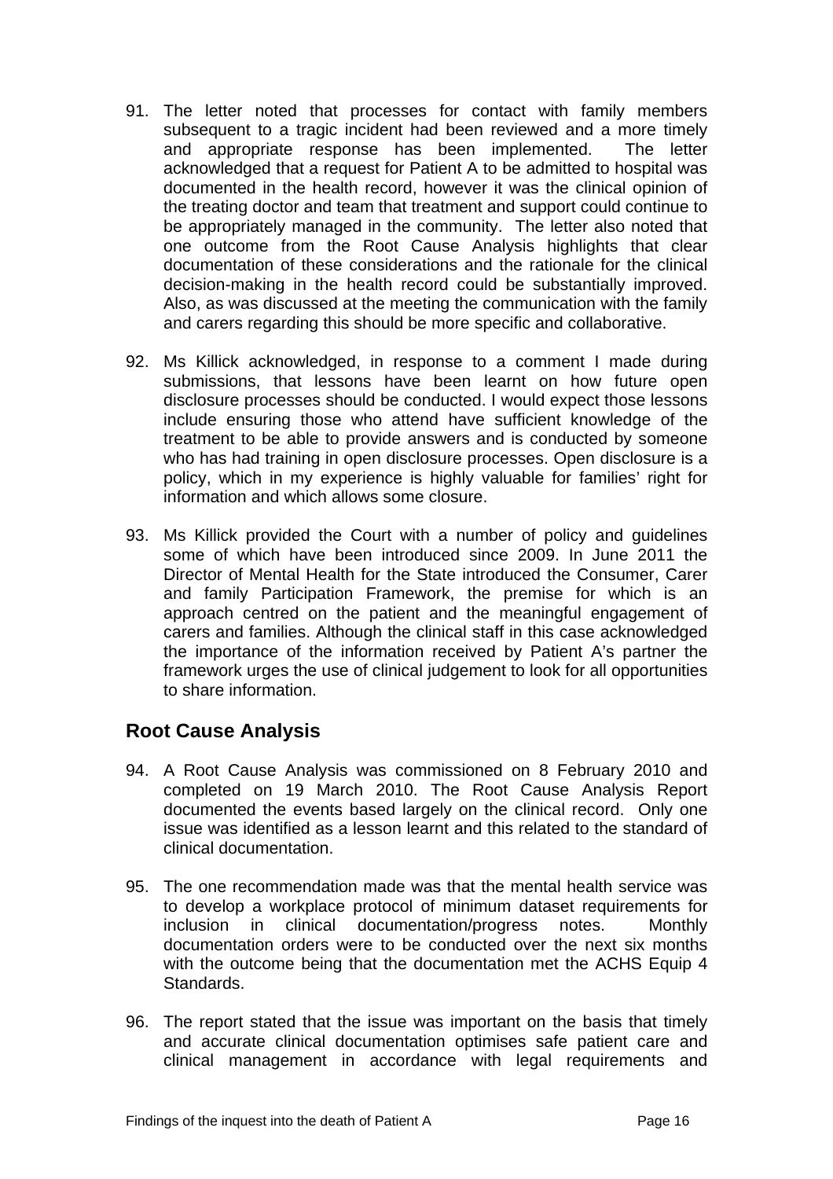91. The letter noted that processes for contact with family members subsequent to a tragic incident had been reviewed and a more timely and appropriate response has been implemented. The letter acknowledged that a request for Patient A to be admitted to hospital was documented in the health record, however it was the clinical opinion of the treating doctor and team that treatment and support could continue to be appropriately managed in the community. The letter also noted that one outcome from the Root Cause Analysis highlights that clear documentation of these considerations and the rationale for the clinical decision-making in the health record could be substantially improved. Also, as was discussed at the meeting the communication with the family and carers regarding this should be more specific and collaborative.

92. Ms Killick acknowledged, in response to a comment I made during submissions, that lessons have been learnt on how future open disclosure processes should be conducted. I would expect those lessons include ensuring those who attend have sufficient knowledge of the treatment to be able to provide answers and is conducted by someone who has had training in open disclosure processes. Open disclosure is a policy, which in my experience is highly valuable for families' right for information and which allows some closure.

93. Ms Killick provided the Court with a number of policy and guidelines some of which have been introduced since 2009. In June 2011 the Director of Mental Health for the State introduced the Consumer, Carer and family Participation Framework, the premise for which is an approach centred on the patient and the meaningful engagement of carers and families. Although the clinical staff in this case acknowledged the importance of the information received by Patient A's partner the framework urges the use of clinical judgement to look for all opportunities to share information.

## Root Cause Analysis

94. A Root Cause Analysis was commissioned on 8 February 2010 and completed on 19 March 2010. The Root Cause Analysis Report documented the events based largely on the clinical record. Only one issue was identified as a lesson learnt and this related to the standard of clinical documentation.

95. The one recommendation made was that the mental health service was to develop a workplace protocol of minimum dataset requirements for inclusion in clinical documentation/progress notes. Monthly documentation orders were to be conducted over the next six months with the outcome being that the documentation met the ACHS Equip 4 Standards.

96. The report stated that the issue was important on the basis that timely and accurate clinical documentation optimises safe patient care and clinical management in accordance with legal requirements and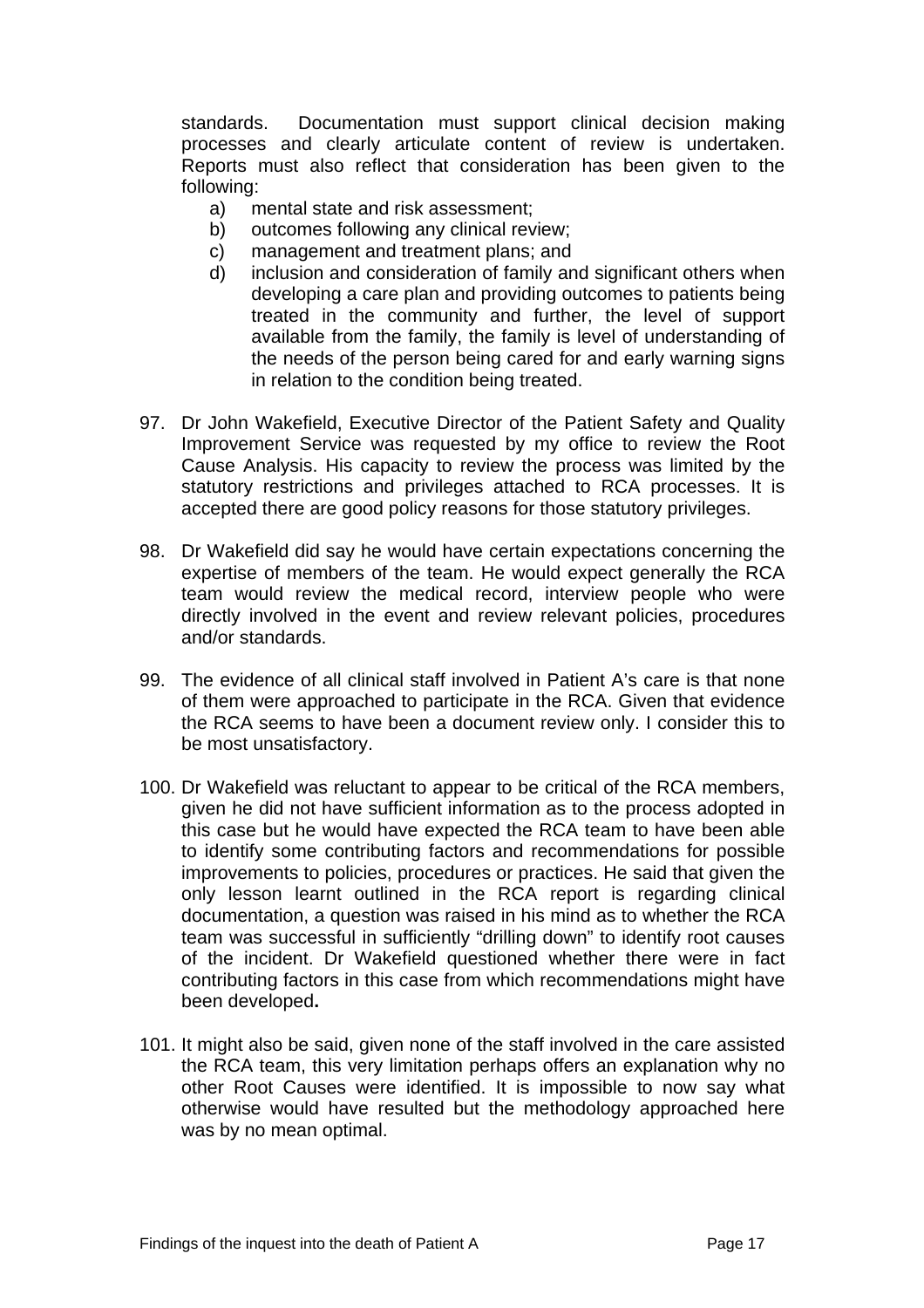standards. Documentation must support clinical decision making processes and clearly articulate content of review is undertaken. Reports must also reflect that consideration has been given to the following:

   a) mental state and risk assessment;
   b) outcomes following any clinical review;
   c) management and treatment plans; and
   d) inclusion and consideration of family and significant others when developing a care plan and providing outcomes to patients being treated in the community and further, the level of support available from the family, the family is level of understanding of the needs of the person being cared for and early warning signs in relation to the condition being treated.

97. Dr John Wakefield, Executive Director of the Patient Safety and Quality Improvement Service was requested by my office to review the Root Cause Analysis. His capacity to review the process was limited by the statutory restrictions and privileges attached to RCA processes. It is accepted there are good policy reasons for those statutory privileges.

98. Dr Wakefield did say he would have certain expectations concerning the expertise of members of the team. He would expect generally the RCA team would review the medical record, interview people who were directly involved in the event and review relevant policies, procedures and/or standards.

99. The evidence of all clinical staff involved in Patient A's care is that none of them were approached to participate in the RCA. Given that evidence the RCA seems to have been a document review only. I consider this to be most unsatisfactory.

100. Dr Wakefield was reluctant to appear to be critical of the RCA members, given he did not have sufficient information as to the process adopted in this case but he would have expected the RCA team to have been able to identify some contributing factors and recommendations for possible improvements to policies, procedures or practices. He said that given the only lesson learnt outlined in the RCA report is regarding clinical documentation, a question was raised in his mind as to whether the RCA team was successful in sufficiently "drilling down" to identify root causes of the incident. Dr Wakefield questioned whether there were in fact contributing factors in this case from which recommendations might have been developed**.**

101. It might also be said, given none of the staff involved in the care assisted the RCA team, this very limitation perhaps offers an explanation why no other Root Causes were identified. It is impossible to now say what otherwise would have resulted but the methodology approached here was by no mean optimal.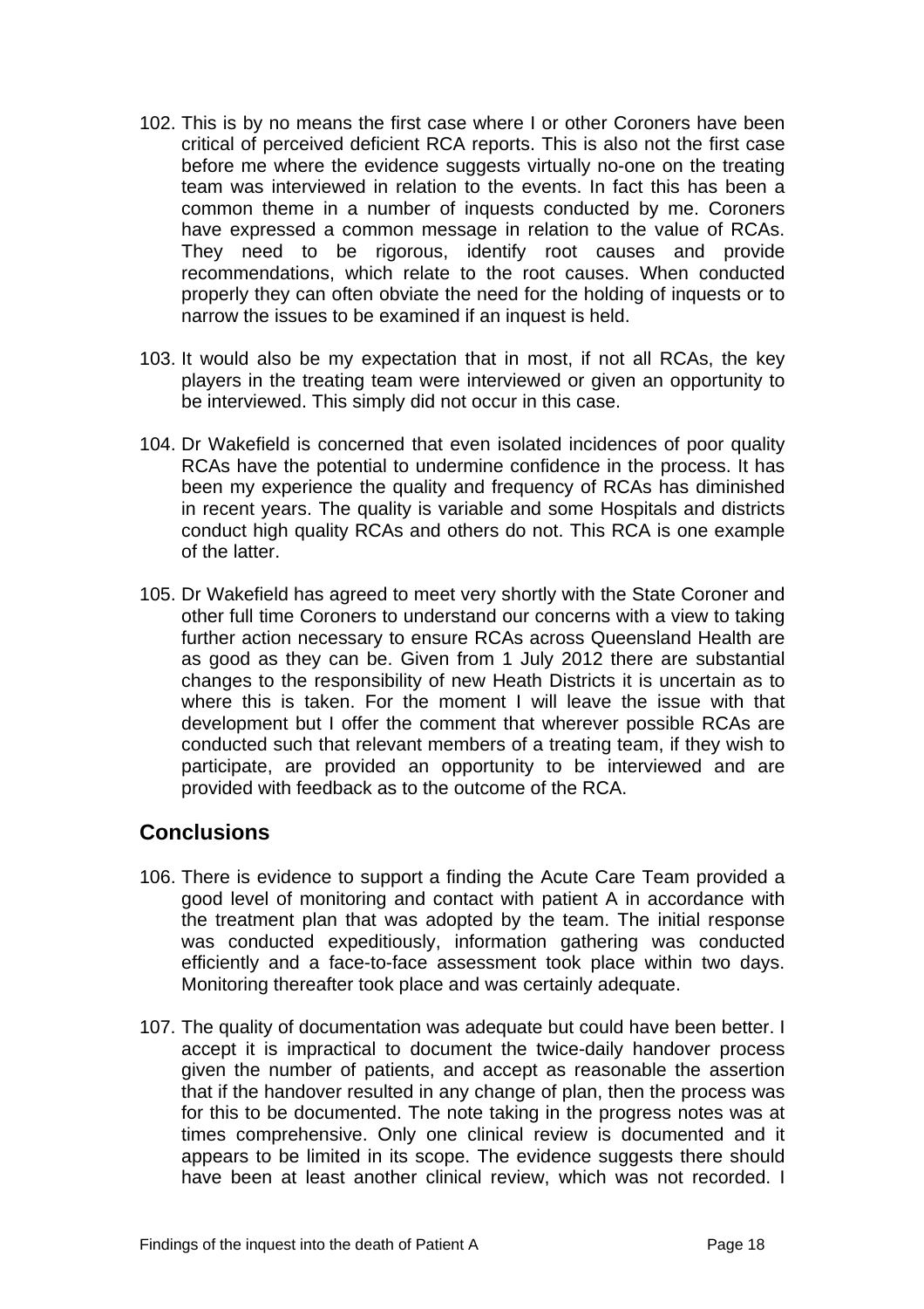102. This is by no means the first case where I or other Coroners have been critical of perceived deficient RCA reports. This is also not the first case before me where the evidence suggests virtually no-one on the treating team was interviewed in relation to the events. In fact this has been a common theme in a number of inquests conducted by me. Coroners have expressed a common message in relation to the value of RCAs. They need to be rigorous, identify root causes and provide recommendations, which relate to the root causes. When conducted properly they can often obviate the need for the holding of inquests or to narrow the issues to be examined if an inquest is held.

103. It would also be my expectation that in most, if not all RCAs, the key players in the treating team were interviewed or given an opportunity to be interviewed. This simply did not occur in this case.

104. Dr Wakefield is concerned that even isolated incidences of poor quality RCAs have the potential to undermine confidence in the process. It has been my experience the quality and frequency of RCAs has diminished in recent years. The quality is variable and some Hospitals and districts conduct high quality RCAs and others do not. This RCA is one example of the latter.

105. Dr Wakefield has agreed to meet very shortly with the State Coroner and other full time Coroners to understand our concerns with a view to taking further action necessary to ensure RCAs across Queensland Health are as good as they can be. Given from 1 July 2012 there are substantial changes to the responsibility of new Heath Districts it is uncertain as to where this is taken. For the moment I will leave the issue with that development but I offer the comment that wherever possible RCAs are conducted such that relevant members of a treating team, if they wish to participate, are provided an opportunity to be interviewed and are provided with feedback as to the outcome of the RCA.

## Conclusions

106. There is evidence to support a finding the Acute Care Team provided a good level of monitoring and contact with patient A in accordance with the treatment plan that was adopted by the team. The initial response was conducted expeditiously, information gathering was conducted efficiently and a face-to-face assessment took place within two days. Monitoring thereafter took place and was certainly adequate.

107. The quality of documentation was adequate but could have been better. I accept it is impractical to document the twice-daily handover process given the number of patients, and accept as reasonable the assertion that if the handover resulted in any change of plan, then the process was for this to be documented. The note taking in the progress notes was at times comprehensive. Only one clinical review is documented and it appears to be limited in its scope. The evidence suggests there should have been at least another clinical review, which was not recorded. I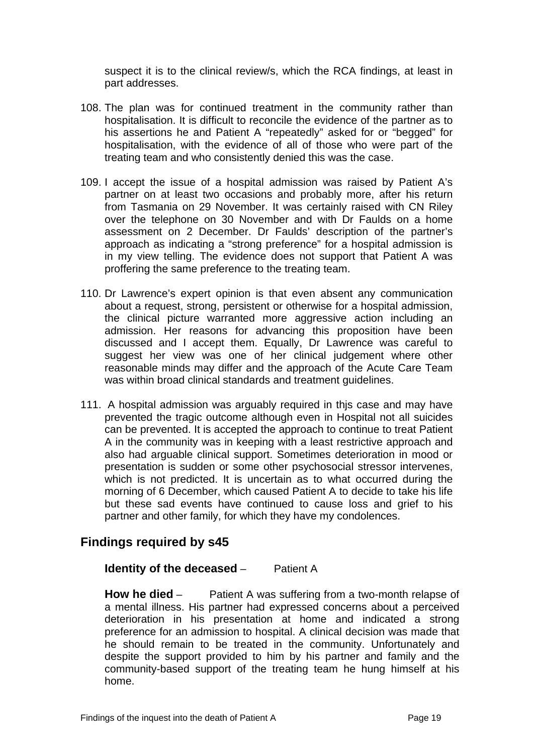suspect it is to the clinical review/s, which the RCA findings, at least in part addresses.

108. The plan was for continued treatment in the community rather than hospitalisation. It is difficult to reconcile the evidence of the partner as to his assertions he and Patient A "repeatedly" asked for or "begged" for hospitalisation, with the evidence of all of those who were part of the treating team and who consistently denied this was the case.

109. I accept the issue of a hospital admission was raised by Patient A's partner on at least two occasions and probably more, after his return from Tasmania on 29 November. It was certainly raised with CN Riley over the telephone on 30 November and with Dr Faulds on a home assessment on 2 December. Dr Faulds' description of the partner's approach as indicating a "strong preference" for a hospital admission is in my view telling. The evidence does not support that Patient A was proffering the same preference to the treating team.

110. Dr Lawrence's expert opinion is that even absent any communication about a request, strong, persistent or otherwise for a hospital admission, the clinical picture warranted more aggressive action including an admission. Her reasons for advancing this proposition have been discussed and I accept them. Equally, Dr Lawrence was careful to suggest her view was one of her clinical judgement where other reasonable minds may differ and the approach of the Acute Care Team was within broad clinical standards and treatment guidelines.

111. A hospital admission was arguably required in thjs case and may have prevented the tragic outcome although even in Hospital not all suicides can be prevented. It is accepted the approach to continue to treat Patient A in the community was in keeping with a least restrictive approach and also had arguable clinical support. Sometimes deterioration in mood or presentation is sudden or some other psychosocial stressor intervenes, which is not predicted. It is uncertain as to what occurred during the morning of 6 December, which caused Patient A to decide to take his life but these sad events have continued to cause loss and grief to his partner and other family, for which they have my condolences.

## Findings required by s45

**Identity of the deceased** – Patient A

**How he died** – Patient A was suffering from a two-month relapse of a mental illness. His partner had expressed concerns about a perceived deterioration in his presentation at home and indicated a strong preference for an admission to hospital. A clinical decision was made that he should remain to be treated in the community. Unfortunately and despite the support provided to him by his partner and family and the community-based support of the treating team he hung himself at his home.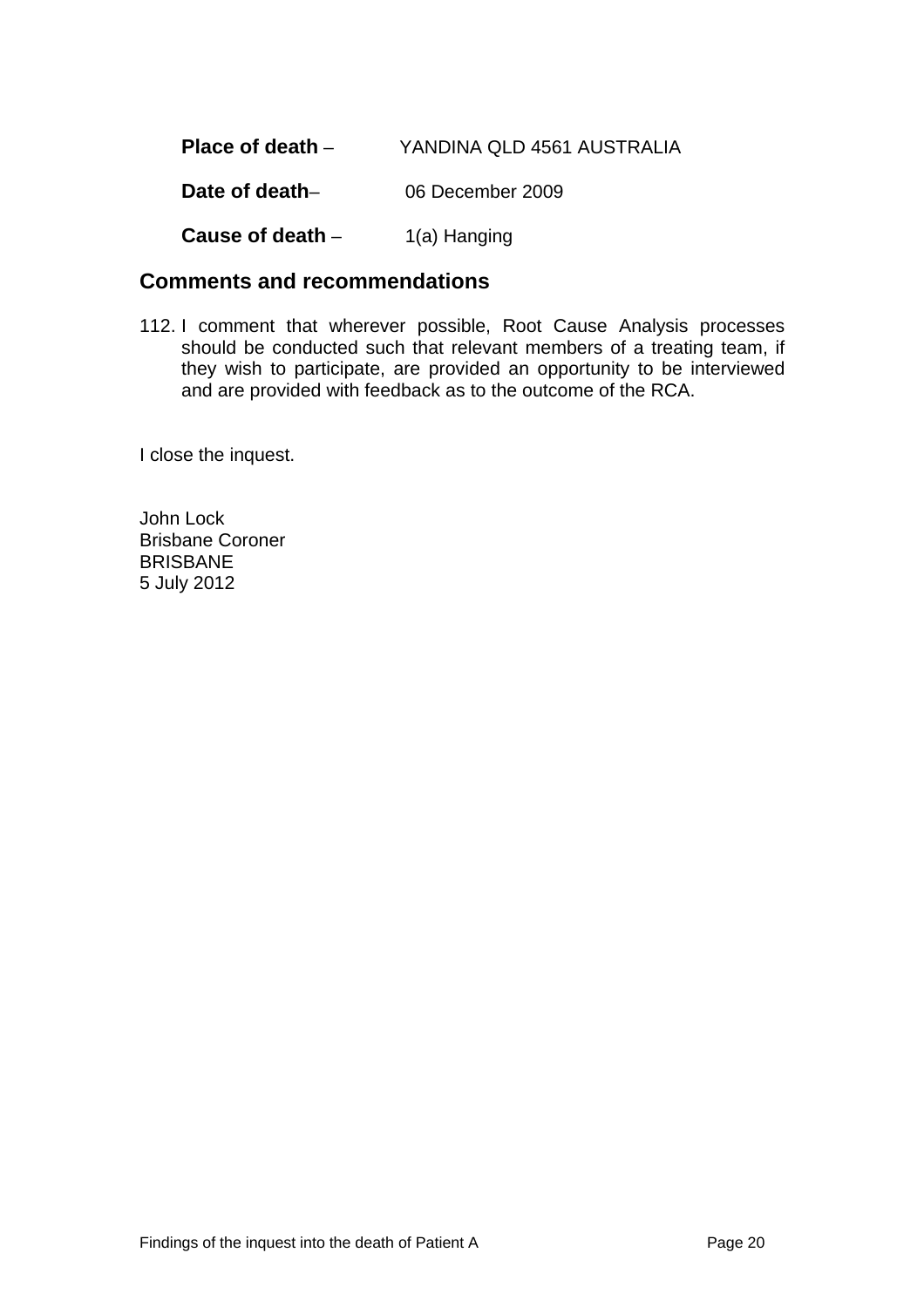**Place of death** – YANDINA QLD 4561 AUSTRALIA

**Date of death**– 06 December 2009

**Cause of death** – 1(a) Hanging

## Comments and recommendations

112. I comment that wherever possible, Root Cause Analysis processes should be conducted such that relevant members of a treating team, if they wish to participate, are provided an opportunity to be interviewed and are provided with feedback as to the outcome of the RCA.

I close the inquest.

John Lock  
Brisbane Coroner  
BRISBANE  
5 July 2012